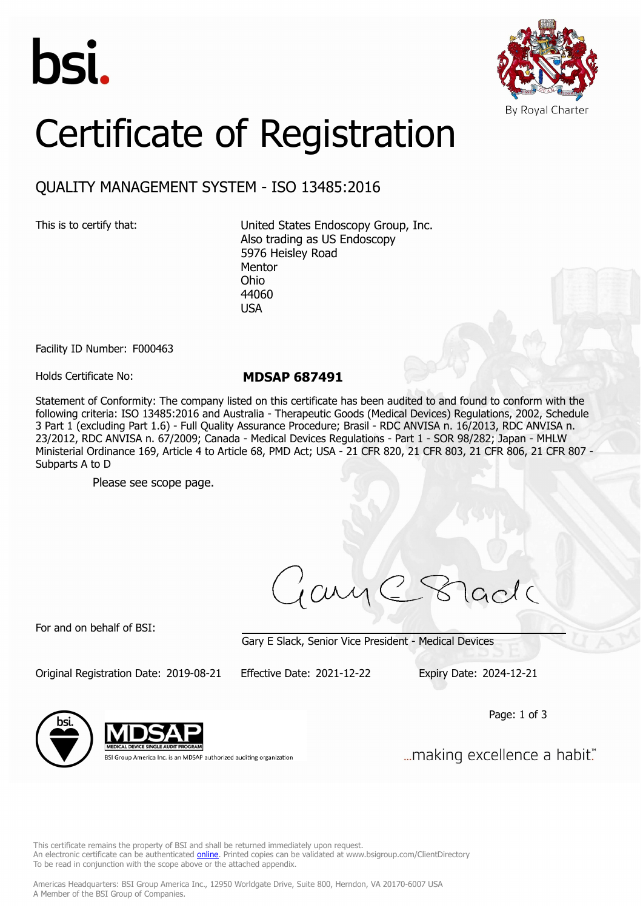bsi.

By Royal Charter

# Certificate of Registration

## QUALITY MANAGEMENT SYSTEM - ISO 13485:2016

This is to certify that:

United States Endoscopy Group, Inc.
Also trading as US Endoscopy
5976 Heisley Road
Mentor
Ohio
44060
USA

Facility ID Number: F000463

Holds Certificate No: **MDSAP 687491**

Statement of Conformity: The company listed on this certificate has been audited to and found to conform with the following criteria: ISO 13485:2016 and Australia - Therapeutic Goods (Medical Devices) Regulations, 2002, Schedule 3 Part 1 (excluding Part 1.6) - Full Quality Assurance Procedure; Brasil - RDC ANVISA n. 16/2013, RDC ANVISA n. 23/2012, RDC ANVISA n. 67/2009; Canada - Medical Devices Regulations - Part 1 - SOR 98/282; Japan - MHLW Ministerial Ordinance 169, Article 4 to Article 68, PMD Act; USA - 21 CFR 820, 21 CFR 803, 21 CFR 806, 21 CFR 807 - Subparts A to D

Please see scope page.

For and on behalf of BSI:

Gary E Slack, Senior Vice President - Medical Devices

Original Registration Date: 2019-08-21 Effective Date: 2021-12-22 Expiry Date: 2024-12-21

MDSAP MEDICAL DEVICE SINGLE AUDIT PROGRAM
BSI Group America Inc. is an MDSAP authorized auditing organization

...making excellence a habit.™

This certificate remains the property of BSI and shall be returned immediately upon request.
An electronic certificate can be authenticated online. Printed copies can be validated at www.bsigroup.com/ClientDirectory
To be read in conjunction with the scope above or the attached appendix.

Americas Headquarters: BSI Group America Inc., 12950 Worldgate Drive, Suite 800, Herndon, VA 20170-6007 USA
A Member of the BSI Group of Companies.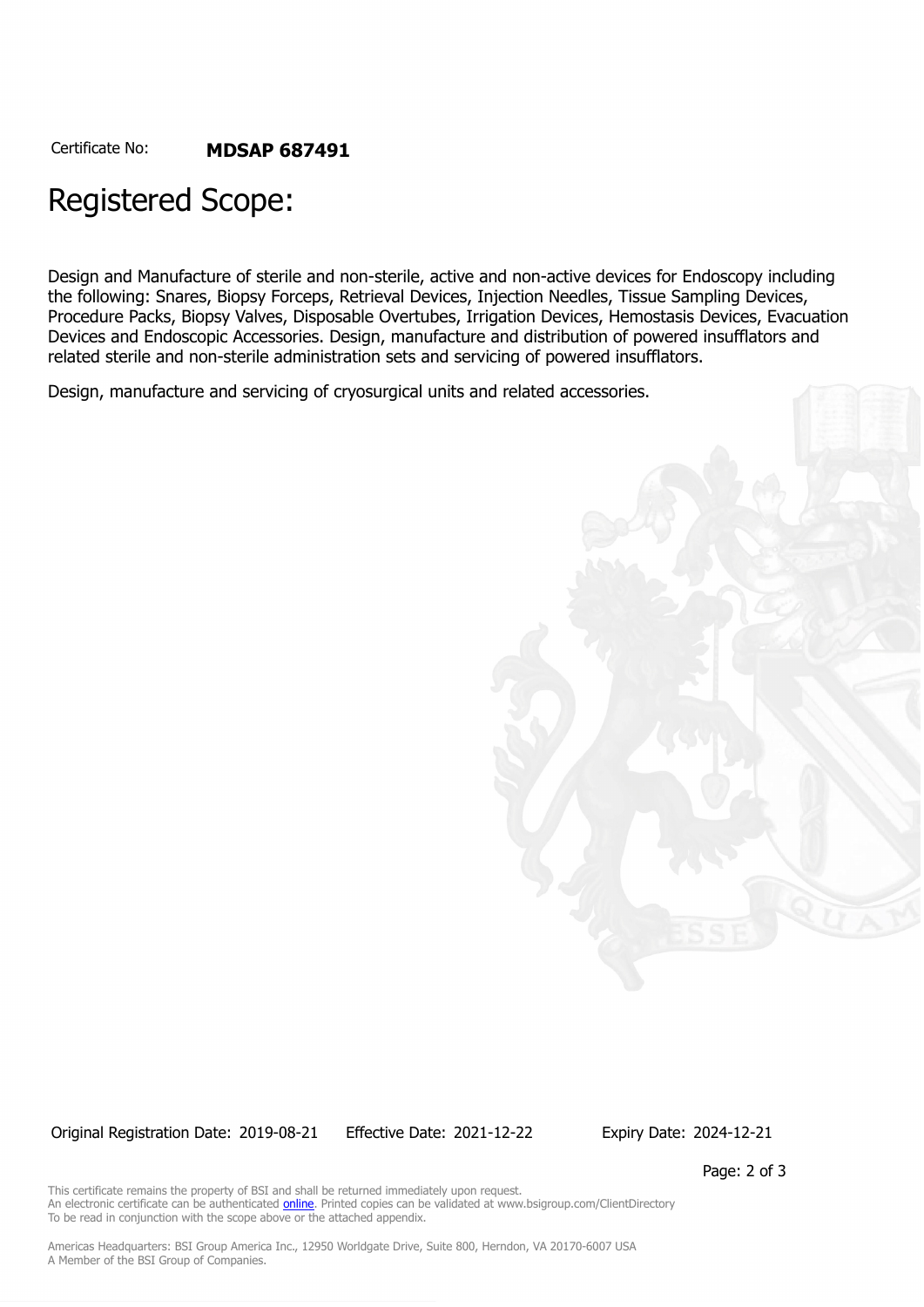Certificate No: **MDSAP 687491**

# Registered Scope:

Design and Manufacture of sterile and non-sterile, active and non-active devices for Endoscopy including the following: Snares, Biopsy Forceps, Retrieval Devices, Injection Needles, Tissue Sampling Devices, Procedure Packs, Biopsy Valves, Disposable Overtubes, Irrigation Devices, Hemostasis Devices, Evacuation Devices and Endoscopic Accessories. Design, manufacture and distribution of powered insufflators and related sterile and non-sterile administration sets and servicing of powered insufflators.

Design, manufacture and servicing of cryosurgical units and related accessories.

Original Registration Date: 2019-08-21 Effective Date: 2021-12-22 Expiry Date: 2024-12-21

This certificate remains the property of BSI and shall be returned immediately upon request.
An electronic certificate can be authenticated online. Printed copies can be validated at www.bsigroup.com/ClientDirectory
To be read in conjunction with the scope above or the attached appendix.

Americas Headquarters: BSI Group America Inc., 12950 Worldgate Drive, Suite 800, Herndon, VA 20170-6007 USA
A Member of the BSI Group of Companies.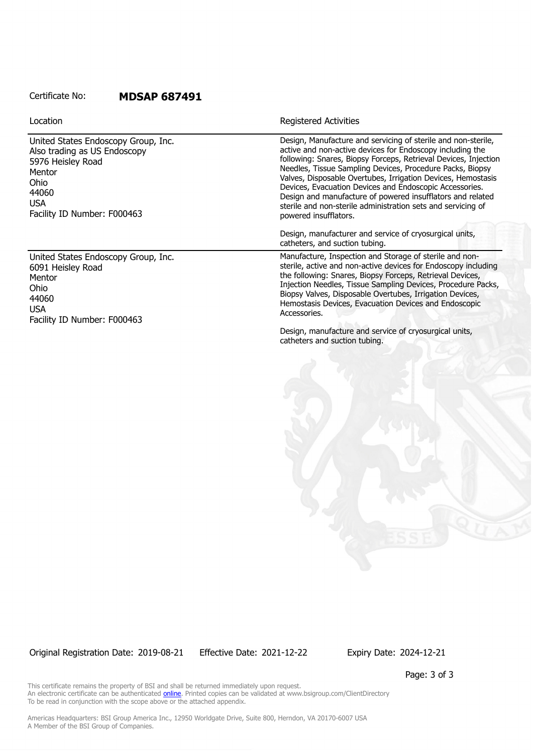Certificate No: **MDSAP 687491**

| Location | Registered Activities |
|---|---|
| United States Endoscopy Group, Inc.<br>Also trading as US Endoscopy<br>5976 Heisley Road<br>Mentor<br>Ohio<br>44060<br>USA<br>Facility ID Number: F000463 | Design, Manufacture and servicing of sterile and non-sterile, active and non-active devices for Endoscopy including the following: Snares, Biopsy Forceps, Retrieval Devices, Injection Needles, Tissue Sampling Devices, Procedure Packs, Biopsy Valves, Disposable Overtubes, Irrigation Devices, Hemostasis Devices, Evacuation Devices and Endoscopic Accessories. Design and manufacture of powered insufflators and related sterile and non-sterile administration sets and servicing of powered insufflators.<br><br>Design, manufacturer and service of cryosurgical units, catheters, and suction tubing. |
| United States Endoscopy Group, Inc.<br>6091 Heisley Road<br>Mentor<br>Ohio<br>44060<br>USA<br>Facility ID Number: F000463 | Manufacture, Inspection and Storage of sterile and non-sterile, active and non-active devices for Endoscopy including the following: Snares, Biopsy Forceps, Retrieval Devices, Injection Needles, Tissue Sampling Devices, Procedure Packs, Biopsy Valves, Disposable Overtubes, Irrigation Devices, Hemostasis Devices, Evacuation Devices and Endoscopic Accessories.<br><br>Design, manufacture and service of cryosurgical units, catheters and suction tubing. |

Original Registration Date: 2019-08-21 Effective Date: 2021-12-22 Expiry Date: 2024-12-21

This certificate remains the property of BSI and shall be returned immediately upon request.
An electronic certificate can be authenticated online. Printed copies can be validated at www.bsigroup.com/ClientDirectory
To be read in conjunction with the scope above or the attached appendix.

Americas Headquarters: BSI Group America Inc., 12950 Worldgate Drive, Suite 800, Herndon, VA 20170-6007 USA
A Member of the BSI Group of Companies.